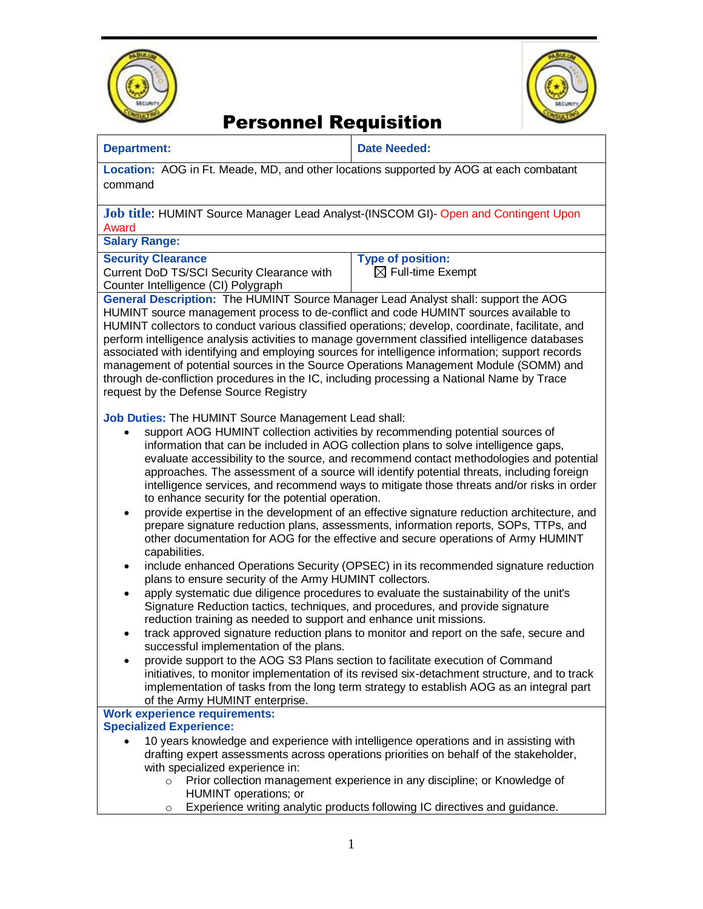# Personnel Requisition

| Department: | Date Needed: |
|---|---|

**Location:** AOG in Ft. Meade, MD, and other locations supported by AOG at each combatant command

**Job title**: HUMINT Source Manager Lead Analyst-(INSCOM GI)- Open and Contingent Upon Award

**Salary Range:**

| **Security Clearance** | **Type of position:** |
|---|---|
| Current DoD TS/SCI Security Clearance with Counter Intelligence (CI) Polygraph | ☒ Full-time Exempt |

**General Description:** The HUMINT Source Manager Lead Analyst shall: support the AOG HUMINT source management process to de-conflict and code HUMINT sources available to HUMINT collectors to conduct various classified operations; develop, coordinate, facilitate, and perform intelligence analysis activities to manage government classified intelligence databases associated with identifying and employing sources for intelligence information; support records management of potential sources in the Source Operations Management Module (SOMM) and through de-confliction procedures in the IC, including processing a National Name by Trace request by the Defense Source Registry

**Job Duties:** The HUMINT Source Management Lead shall:

- support AOG HUMINT collection activities by recommending potential sources of information that can be included in AOG collection plans to solve intelligence gaps, evaluate accessibility to the source, and recommend contact methodologies and potential approaches. The assessment of a source will identify potential threats, including foreign intelligence services, and recommend ways to mitigate those threats and/or risks in order to enhance security for the potential operation.
- provide expertise in the development of an effective signature reduction architecture, and prepare signature reduction plans, assessments, information reports, SOPs, TTPs, and other documentation for AOG for the effective and secure operations of Army HUMINT capabilities.
- include enhanced Operations Security (OPSEC) in its recommended signature reduction plans to ensure security of the Army HUMINT collectors.
- apply systematic due diligence procedures to evaluate the sustainability of the unit's Signature Reduction tactics, techniques, and procedures, and provide signature reduction training as needed to support and enhance unit missions.
- track approved signature reduction plans to monitor and report on the safe, secure and successful implementation of the plans.
- provide support to the AOG S3 Plans section to facilitate execution of Command initiatives, to monitor implementation of its revised six-detachment structure, and to track implementation of tasks from the long term strategy to establish AOG as an integral part of the Army HUMINT enterprise.

**Work experience requirements:**

**Specialized Experience:**

- 10 years knowledge and experience with intelligence operations and in assisting with drafting expert assessments across operations priorities on behalf of the stakeholder, with specialized experience in:
  - Prior collection management experience in any discipline; or Knowledge of HUMINT operations; or
  - Experience writing analytic products following IC directives and guidance.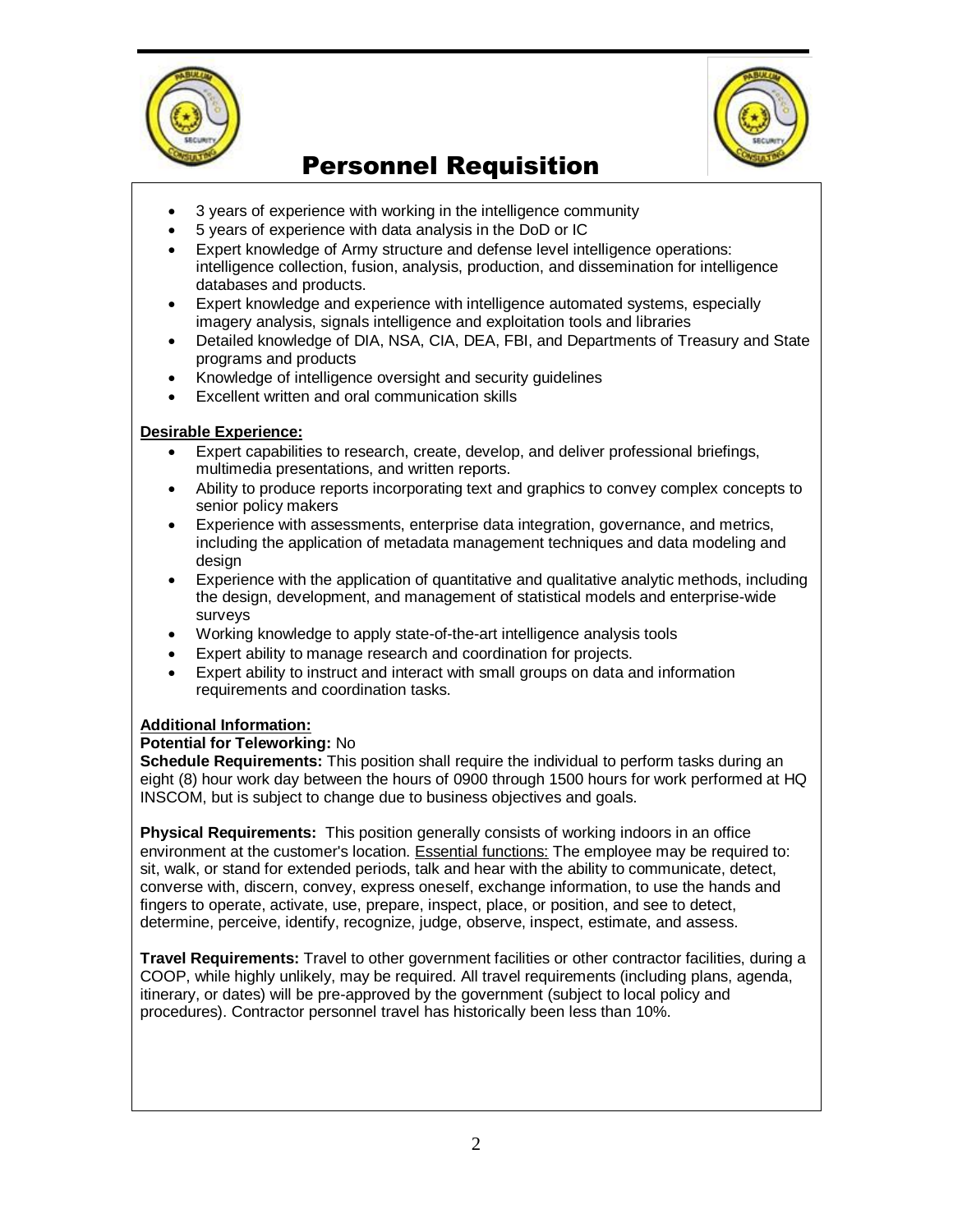# Personnel Requisition

- 3 years of experience with working in the intelligence community
- 5 years of experience with data analysis in the DoD or IC
- Expert knowledge of Army structure and defense level intelligence operations: intelligence collection, fusion, analysis, production, and dissemination for intelligence databases and products.
- Expert knowledge and experience with intelligence automated systems, especially imagery analysis, signals intelligence and exploitation tools and libraries
- Detailed knowledge of DIA, NSA, CIA, DEA, FBI, and Departments of Treasury and State programs and products
- Knowledge of intelligence oversight and security guidelines
- Excellent written and oral communication skills

**Desirable Experience:**

- Expert capabilities to research, create, develop, and deliver professional briefings, multimedia presentations, and written reports.
- Ability to produce reports incorporating text and graphics to convey complex concepts to senior policy makers
- Experience with assessments, enterprise data integration, governance, and metrics, including the application of metadata management techniques and data modeling and design
- Experience with the application of quantitative and qualitative analytic methods, including the design, development, and management of statistical models and enterprise-wide surveys
- Working knowledge to apply state-of-the-art intelligence analysis tools
- Expert ability to manage research and coordination for projects.
- Expert ability to instruct and interact with small groups on data and information requirements and coordination tasks.

**Additional Information:**

**Potential for Teleworking:** No

**Schedule Requirements:** This position shall require the individual to perform tasks during an eight (8) hour work day between the hours of 0900 through 1500 hours for work performed at HQ INSCOM, but is subject to change due to business objectives and goals.

**Physical Requirements:** This position generally consists of working indoors in an office environment at the customer's location. Essential functions: The employee may be required to: sit, walk, or stand for extended periods, talk and hear with the ability to communicate, detect, converse with, discern, convey, express oneself, exchange information, to use the hands and fingers to operate, activate, use, prepare, inspect, place, or position, and see to detect, determine, perceive, identify, recognize, judge, observe, inspect, estimate, and assess.

**Travel Requirements:** Travel to other government facilities or other contractor facilities, during a COOP, while highly unlikely, may be required. All travel requirements (including plans, agenda, itinerary, or dates) will be pre-approved by the government (subject to local policy and procedures). Contractor personnel travel has historically been less than 10%.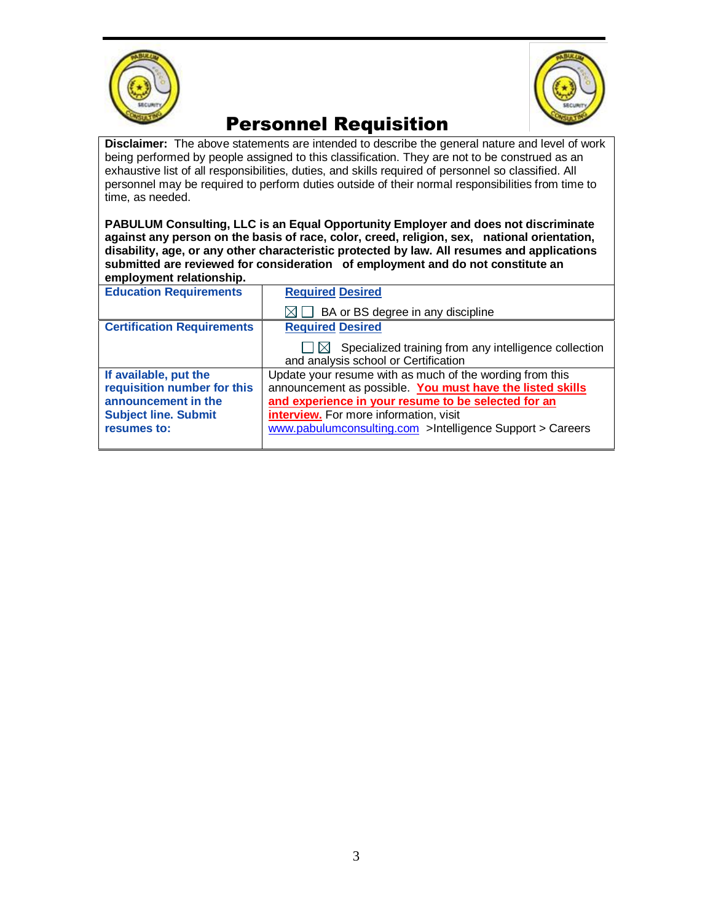# Personnel Requisition

**Disclaimer:** The above statements are intended to describe the general nature and level of work being performed by people assigned to this classification. They are not to be construed as an exhaustive list of all responsibilities, duties, and skills required of personnel so classified. All personnel may be required to perform duties outside of their normal responsibilities from time to time, as needed.

**PABULUM Consulting, LLC is an Equal Opportunity Employer and does not discriminate against any person on the basis of race, color, creed, religion, sex, national orientation, disability, age, or any other characteristic protected by law. All resumes and applications submitted are reviewed for consideration of employment and do not constitute an employment relationship.**

| | |
|---|---|
| **Education Requirements** | **Required Desired**<br>☒ ☐ BA or BS degree in any discipline |
| **Certification Requirements** | **Required Desired**<br>☐ ☒ Specialized training from any intelligence collection and analysis school or Certification |
| **If available, put the requisition number for this announcement in the Subject line. Submit resumes to:** | Update your resume with as much of the wording from this announcement as possible. **You must have the listed skills and experience in your resume to be selected for an interview.** For more information, visit www.pabulumconsulting.com >Intelligence Support > Careers |